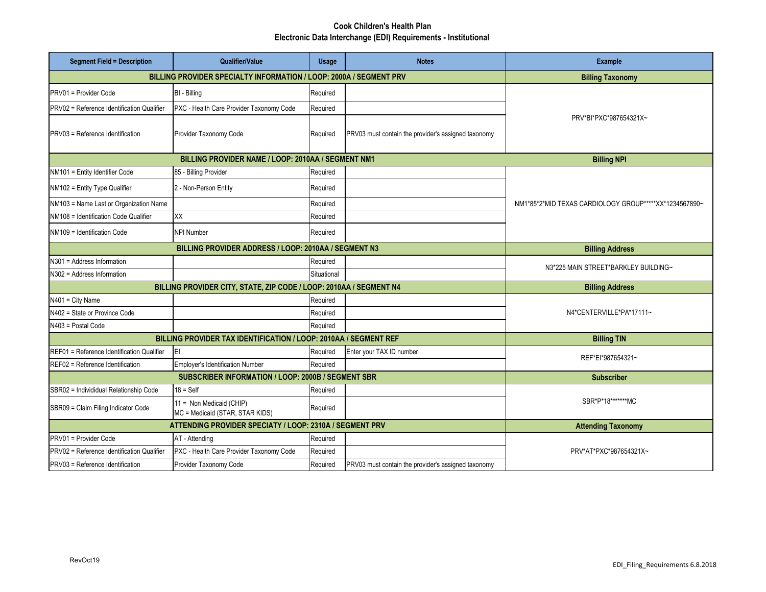## Cook Children's Health Plan
## Electronic Data Interchange (EDI) Requirements - Institutional

| Segment Field = Description | Qualifier/Value | Usage | Notes | Example |
|---|---|---|---|---|
| **BILLING PROVIDER SPECIALTY INFORMATION / LOOP: 2000A / SEGMENT PRV** | | | | **Billing Taxonomy** |
| PRV01 = Provider Code | BI - Billing | Required | | PRV*BI*PXC*987654321X~ |
| PRV02 = Reference Identification Qualifier | PXC - Health Care Provider Taxonomy Code | Required | | |
| PRV03 = Reference Identification | Provider Taxonomy Code | Required | PRV03 must contain the provider's assigned taxonomy | |
| **BILLING PROVIDER NAME / LOOP: 2010AA / SEGMENT NM1** | | | | **Billing NPI** |
| NM101 = Entity Identifier Code | 85 - Billing Provider | Required | | NM1*85*2*MID TEXAS CARDIOLOGY GROUP*****XX*1234567890~ |
| NM102 = Entity Type Qualifier | 2 - Non-Person Entity | Required | | |
| NM103 = Name Last or Organization Name | | Required | | |
| NM108 = Identification Code Qualifier | XX | Required | | |
| NM109 = Identification Code | NPI Number | Required | | |
| **BILLING PROVIDER ADDRESS / LOOP: 2010AA / SEGMENT N3** | | | | **Billing Address** |
| N301 = Address Information | | Required | | N3*225 MAIN STREET*BARKLEY BUILDING~ |
| N302 = Address Information | | Situational | | |
| **BILLING PROVIDER CITY, STATE, ZIP CODE / LOOP: 2010AA / SEGMENT N4** | | | | **Billing Address** |
| N401 = City Name | | Required | | N4*CENTERVILLE*PA*17111~ |
| N402 = State or Province Code | | Required | | |
| N403 = Postal Code | | Required | | |
| **BILLING PROVIDER TAX IDENTIFICATION / LOOP: 2010AA / SEGMENT REF** | | | | **Billing TIN** |
| REF01 = Reference Identification Qualifier | EI | Required | Enter your TAX ID number | REF*EI*987654321~ |
| REF02 = Reference Identification | Employer's Identification Number | Required | | |
| **SUBSCRIBER INFORMATION / LOOP: 2000B / SEGMENT SBR** | | | | **Subscriber** |
| SBR02 = Individiual Relationship Code | 18 = Self | Required | | SBR*P*18*******MC |
| SBR09 = Claim Filing Indicator Code | 11 = Non Medicaid (CHIP)<br>MC = Medicaid (STAR, STAR KIDS) | Required | | |
| **ATTENDING PROVIDER SPECIATY / LOOP: 2310A / SEGMENT PRV** | | | | **Attending Taxonomy** |
| PRV01 = Provider Code | AT - Attending | Required | | PRV*AT*PXC*987654321X~ |
| PRV02 = Reference Identification Qualifier | PXC - Health Care Provider Taxonomy Code | Required | | |
| PRV03 = Reference Identification | Provider Taxonomy Code | Required | PRV03 must contain the provider's assigned taxonomy | |

RevOct19

EDI_Filing_Requirements 6.8.2018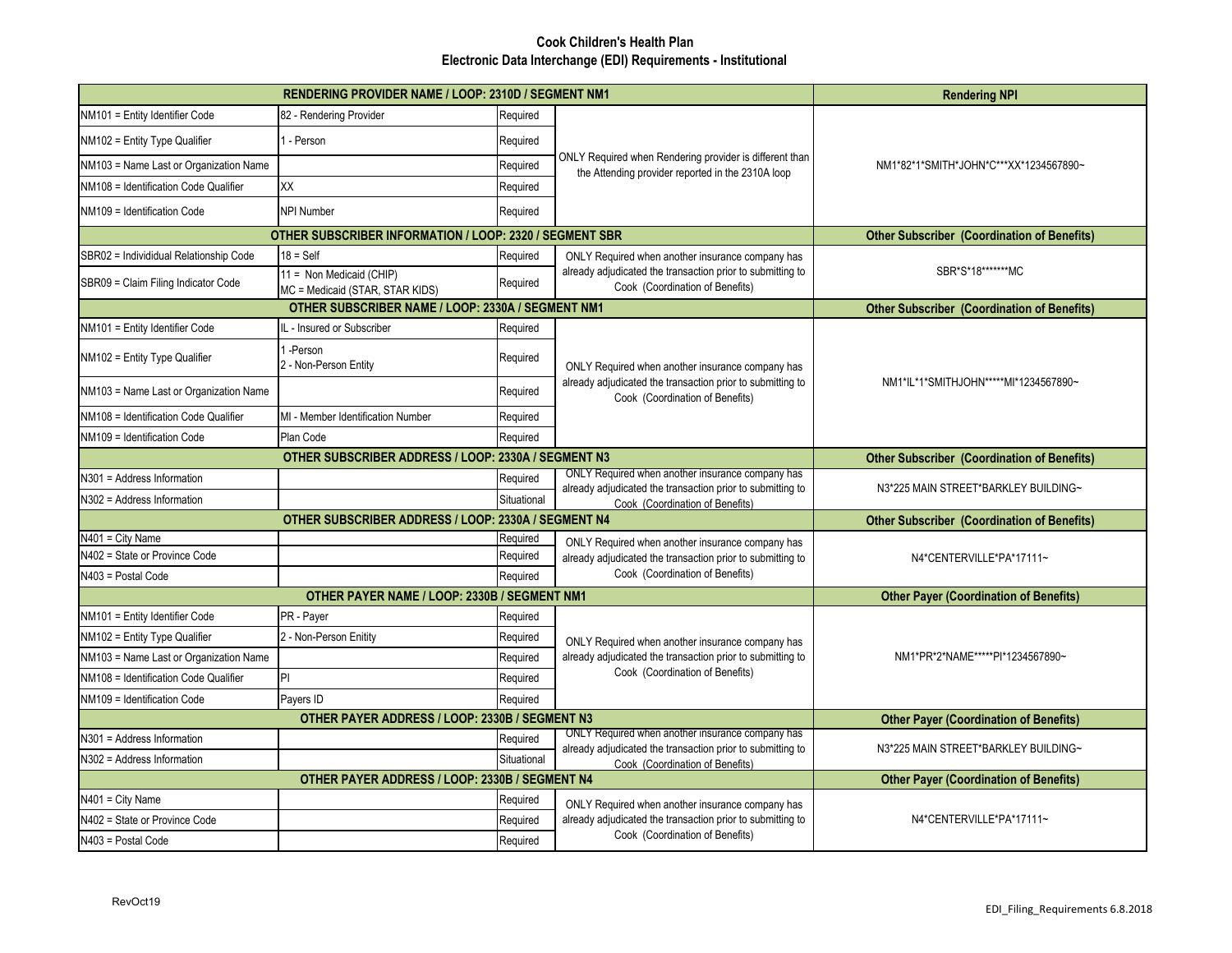# Cook Children's Health Plan
## Electronic Data Interchange (EDI) Requirements - Institutional

| RENDERING PROVIDER NAME / LOOP: 2310D / SEGMENT NM1 | | | | Rendering NPI |
|---|---|---|---|---|
| NM101 = Entity Identifier Code | 82 - Rendering Provider | Required | ONLY Required when Rendering provider is different than the Attending provider reported in the 2310A loop | NM1*82*1*SMITH*JOHN*C***XX*1234567890~ |
| NM102 = Entity Type Qualifier | 1 - Person | Required | | |
| NM103 = Name Last or Organization Name | | Required | | |
| NM108 = Identification Code Qualifier | XX | Required | | |
| NM109 = Identification Code | NPI Number | Required | | |
| **OTHER SUBSCRIBER INFORMATION / LOOP: 2320 / SEGMENT SBR** | | | | **Other Subscriber (Coordination of Benefits)** |
| SBR02 = Individiual Relationship Code | 18 = Self | Required | ONLY Required when another insurance company has already adjudicated the transaction prior to submitting to Cook (Coordination of Benefits) | SBR*S*18*******MC |
| SBR09 = Claim Filing Indicator Code | 11 = Non Medicaid (CHIP)<br>MC = Medicaid (STAR, STAR KIDS) | Required | | |
| **OTHER SUBSCRIBER NAME / LOOP: 2330A / SEGMENT NM1** | | | | **Other Subscriber (Coordination of Benefits)** |
| NM101 = Entity Identifier Code | IL - Insured or Subscriber | Required | ONLY Required when another insurance company has already adjudicated the transaction prior to submitting to Cook (Coordination of Benefits) | NM1*IL*1*SMITHJOHN*****MI*1234567890~ |
| NM102 = Entity Type Qualifier | 1 -Person<br>2 - Non-Person Entity | Required | | |
| NM103 = Name Last or Organization Name | | Required | | |
| NM108 = Identification Code Qualifier | MI - Member Identification Number | Required | | |
| NM109 = Identification Code | Plan Code | Required | | |
| **OTHER SUBSCRIBER ADDRESS / LOOP: 2330A / SEGMENT N3** | | | | **Other Subscriber (Coordination of Benefits)** |
| N301 = Address Information | | Required | ONLY Required when another insurance company has already adjudicated the transaction prior to submitting to Cook (Coordination of Benefits) | N3*225 MAIN STREET*BARKLEY BUILDING~ |
| N302 = Address Information | | Situational | | |
| **OTHER SUBSCRIBER ADDRESS / LOOP: 2330A / SEGMENT N4** | | | | **Other Subscriber (Coordination of Benefits)** |
| N401 = City Name | | Required | ONLY Required when another insurance company has already adjudicated the transaction prior to submitting to Cook (Coordination of Benefits) | N4*CENTERVILLE*PA*17111~ |
| N402 = State or Province Code | | Required | | |
| N403 = Postal Code | | Required | | |
| **OTHER PAYER NAME / LOOP: 2330B / SEGMENT NM1** | | | | **Other Payer (Coordination of Benefits)** |
| NM101 = Entity Identifier Code | PR - Payer | Required | ONLY Required when another insurance company has already adjudicated the transaction prior to submitting to Cook (Coordination of Benefits) | NM1*PR*2*NAME*****PI*1234567890~ |
| NM102 = Entity Type Qualifier | 2 - Non-Person Enitity | Required | | |
| NM103 = Name Last or Organization Name | | Required | | |
| NM108 = Identification Code Qualifier | PI | Required | | |
| NM109 = Identification Code | Payers ID | Required | | |
| **OTHER PAYER ADDRESS / LOOP: 2330B / SEGMENT N3** | | | | **Other Payer (Coordination of Benefits)** |
| N301 = Address Information | | Required | ONLY Required when another insurance company has already adjudicated the transaction prior to submitting to Cook (Coordination of Benefits) | N3*225 MAIN STREET*BARKLEY BUILDING~ |
| N302 = Address Information | | Situational | | |
| **OTHER PAYER ADDRESS / LOOP: 2330B / SEGMENT N4** | | | | **Other Payer (Coordination of Benefits)** |
| N401 = City Name | | Required | ONLY Required when another insurance company has already adjudicated the transaction prior to submitting to Cook (Coordination of Benefits) | N4*CENTERVILLE*PA*17111~ |
| N402 = State or Province Code | | Required | | |
| N403 = Postal Code | | Required | | |

RevOct19

EDI_Filing_Requirements 6.8.2018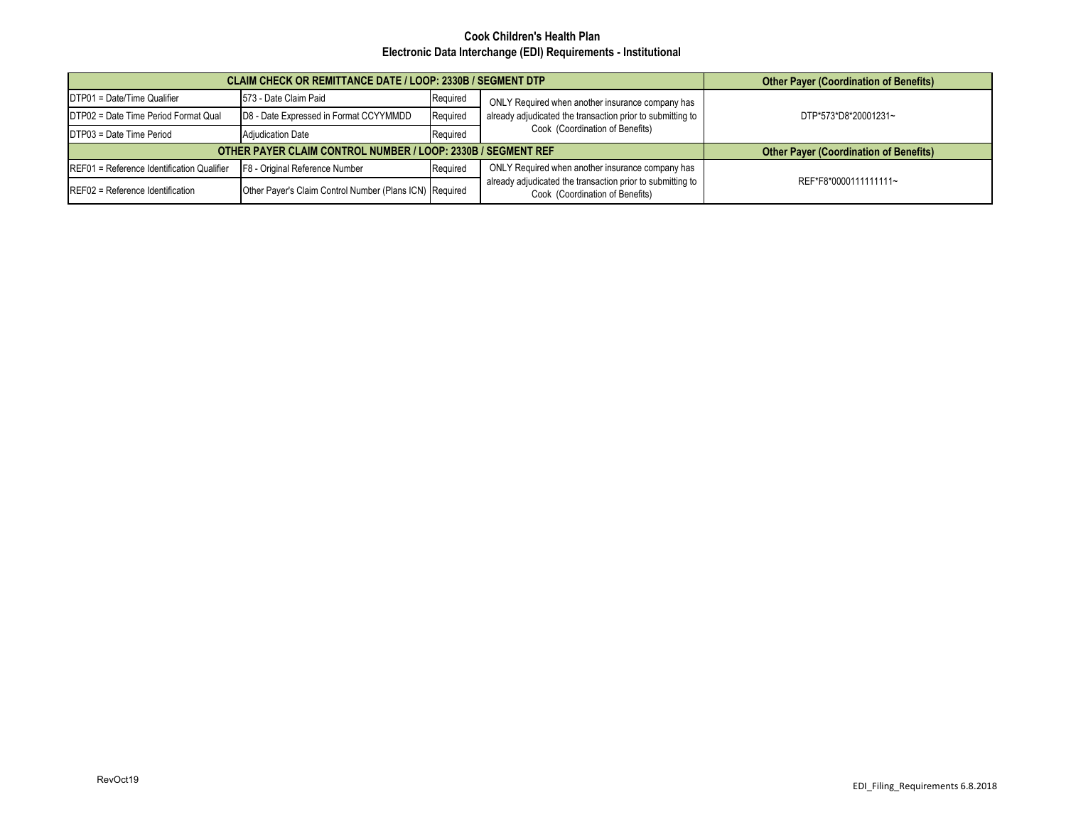# Cook Children's Health Plan

## Electronic Data Interchange (EDI) Requirements - Institutional

| CLAIM CHECK OR REMITTANCE DATE / LOOP: 2330B / SEGMENT DTP | | | | Other Payer (Coordination of Benefits) |
|---|---|---|---|---|
| DTP01 = Date/Time Qualifier | 573 - Date Claim Paid | Required | ONLY Required when another insurance company has already adjudicated the transaction prior to submitting to Cook (Coordination of Benefits) | DTP*573*D8*20001231~ |
| DTP02 = Date Time Period Format Qual | D8 - Date Expressed in Format CCYYMMDD | Required | | |
| DTP03 = Date Time Period | Adjudication Date | Required | | |
| **OTHER PAYER CLAIM CONTROL NUMBER / LOOP: 2330B / SEGMENT REF** | | | | **Other Payer (Coordination of Benefits)** |
| REF01 = Reference Identification Qualifier | F8 - Original Reference Number | Required | ONLY Required when another insurance company has already adjudicated the transaction prior to submitting to Cook (Coordination of Benefits) | REF*F8*0000111111111~ |
| REF02 = Reference Identification | Other Payer's Claim Control Number (Plans ICN) | Required | | |

RevOct19

EDI_Filing_Requirements 6.8.2018